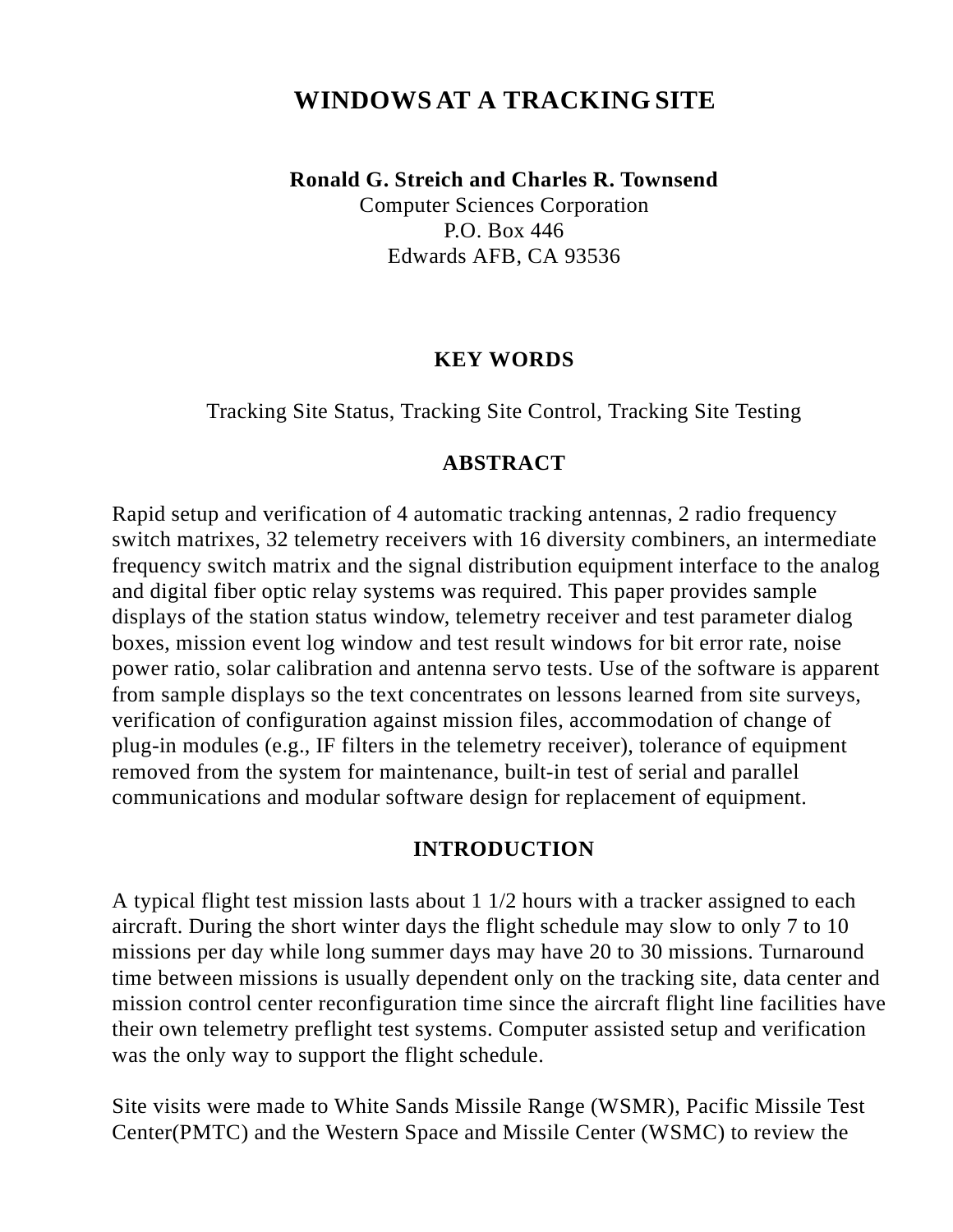# WINDOWS AT A TRACKING SITE

**Ronald G. Streich and Charles R. Townsend**
Computer Sciences Corporation
P.O. Box 446
Edwards AFB, CA 93536

## KEY WORDS

Tracking Site Status, Tracking Site Control, Tracking Site Testing

## ABSTRACT

Rapid setup and verification of 4 automatic tracking antennas, 2 radio frequency switch matrixes, 32 telemetry receivers with 16 diversity combiners, an intermediate frequency switch matrix and the signal distribution equipment interface to the analog and digital fiber optic relay systems was required. This paper provides sample displays of the station status window, telemetry receiver and test parameter dialog boxes, mission event log window and test result windows for bit error rate, noise power ratio, solar calibration and antenna servo tests. Use of the software is apparent from sample displays so the text concentrates on lessons learned from site surveys, verification of configuration against mission files, accommodation of change of plug-in modules (e.g., IF filters in the telemetry receiver), tolerance of equipment removed from the system for maintenance, built-in test of serial and parallel communications and modular software design for replacement of equipment.

## INTRODUCTION

A typical flight test mission lasts about 1 1/2 hours with a tracker assigned to each aircraft. During the short winter days the flight schedule may slow to only 7 to 10 missions per day while long summer days may have 20 to 30 missions. Turnaround time between missions is usually dependent only on the tracking site, data center and mission control center reconfiguration time since the aircraft flight line facilities have their own telemetry preflight test systems. Computer assisted setup and verification was the only way to support the flight schedule.

Site visits were made to White Sands Missile Range (WSMR), Pacific Missile Test Center(PMTC) and the Western Space and Missile Center (WSMC) to review the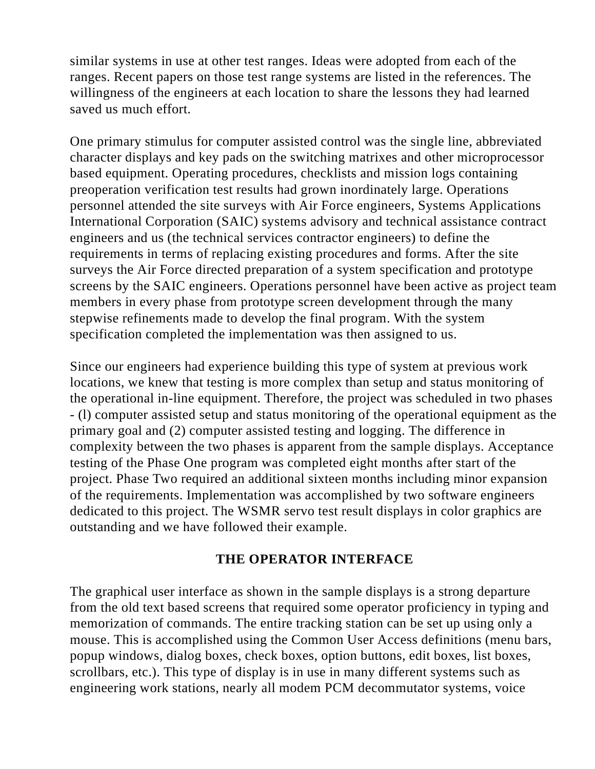similar systems in use at other test ranges. Ideas were adopted from each of the ranges. Recent papers on those test range systems are listed in the references. The willingness of the engineers at each location to share the lessons they had learned saved us much effort.

One primary stimulus for computer assisted control was the single line, abbreviated character displays and key pads on the switching matrixes and other microprocessor based equipment. Operating procedures, checklists and mission logs containing preoperation verification test results had grown inordinately large. Operations personnel attended the site surveys with Air Force engineers, Systems Applications International Corporation (SAIC) systems advisory and technical assistance contract engineers and us (the technical services contractor engineers) to define the requirements in terms of replacing existing procedures and forms. After the site surveys the Air Force directed preparation of a system specification and prototype screens by the SAIC engineers. Operations personnel have been active as project team members in every phase from prototype screen development through the many stepwise refinements made to develop the final program. With the system specification completed the implementation was then assigned to us.

Since our engineers had experience building this type of system at previous work locations, we knew that testing is more complex than setup and status monitoring of the operational in-line equipment. Therefore, the project was scheduled in two phases - (l) computer assisted setup and status monitoring of the operational equipment as the primary goal and (2) computer assisted testing and logging. The difference in complexity between the two phases is apparent from the sample displays. Acceptance testing of the Phase One program was completed eight months after start of the project. Phase Two required an additional sixteen months including minor expansion of the requirements. Implementation was accomplished by two software engineers dedicated to this project. The WSMR servo test result displays in color graphics are outstanding and we have followed their example.

## THE OPERATOR INTERFACE

The graphical user interface as shown in the sample displays is a strong departure from the old text based screens that required some operator proficiency in typing and memorization of commands. The entire tracking station can be set up using only a mouse. This is accomplished using the Common User Access definitions (menu bars, popup windows, dialog boxes, check boxes, option buttons, edit boxes, list boxes, scrollbars, etc.). This type of display is in use in many different systems such as engineering work stations, nearly all modem PCM decommutator systems, voice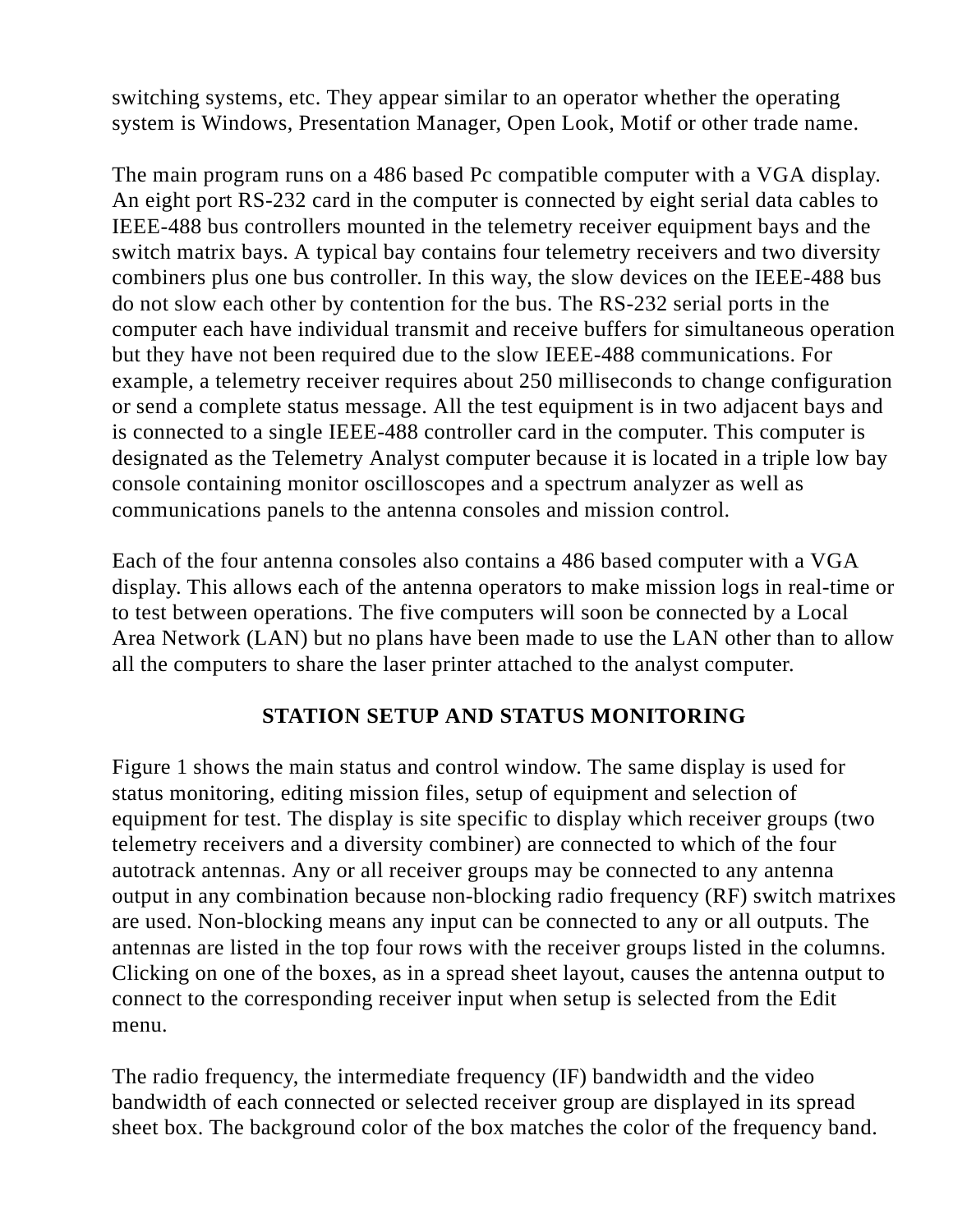switching systems, etc. They appear similar to an operator whether the operating system is Windows, Presentation Manager, Open Look, Motif or other trade name.

The main program runs on a 486 based Pc compatible computer with a VGA display. An eight port RS-232 card in the computer is connected by eight serial data cables to IEEE-488 bus controllers mounted in the telemetry receiver equipment bays and the switch matrix bays. A typical bay contains four telemetry receivers and two diversity combiners plus one bus controller. In this way, the slow devices on the IEEE-488 bus do not slow each other by contention for the bus. The RS-232 serial ports in the computer each have individual transmit and receive buffers for simultaneous operation but they have not been required due to the slow IEEE-488 communications. For example, a telemetry receiver requires about 250 milliseconds to change configuration or send a complete status message. All the test equipment is in two adjacent bays and is connected to a single IEEE-488 controller card in the computer. This computer is designated as the Telemetry Analyst computer because it is located in a triple low bay console containing monitor oscilloscopes and a spectrum analyzer as well as communications panels to the antenna consoles and mission control.

Each of the four antenna consoles also contains a 486 based computer with a VGA display. This allows each of the antenna operators to make mission logs in real-time or to test between operations. The five computers will soon be connected by a Local Area Network (LAN) but no plans have been made to use the LAN other than to allow all the computers to share the laser printer attached to the analyst computer.

## STATION SETUP AND STATUS MONITORING

Figure 1 shows the main status and control window. The same display is used for status monitoring, editing mission files, setup of equipment and selection of equipment for test. The display is site specific to display which receiver groups (two telemetry receivers and a diversity combiner) are connected to which of the four autotrack antennas. Any or all receiver groups may be connected to any antenna output in any combination because non-blocking radio frequency (RF) switch matrixes are used. Non-blocking means any input can be connected to any or all outputs. The antennas are listed in the top four rows with the receiver groups listed in the columns. Clicking on one of the boxes, as in a spread sheet layout, causes the antenna output to connect to the corresponding receiver input when setup is selected from the Edit menu.

The radio frequency, the intermediate frequency (IF) bandwidth and the video bandwidth of each connected or selected receiver group are displayed in its spread sheet box. The background color of the box matches the color of the frequency band.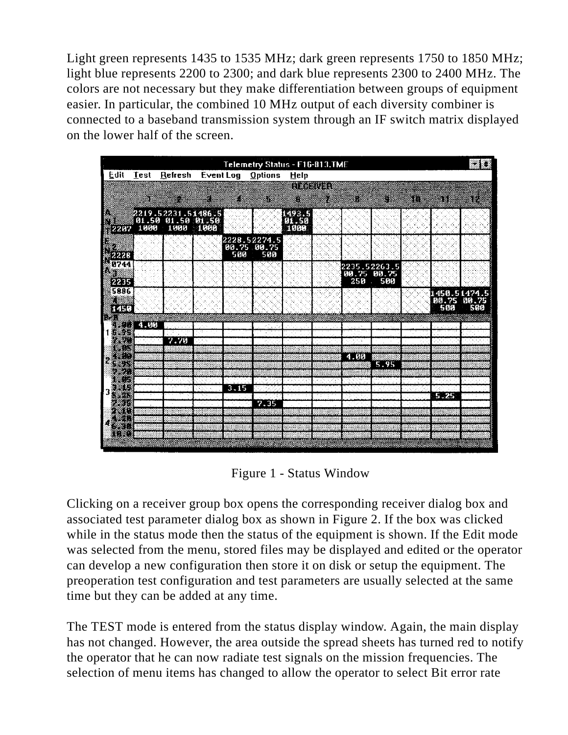Light green represents 1435 to 1535 MHz; dark green represents 1750 to 1850 MHz; light blue represents 2200 to 2300; and dark blue represents 2300 to 2400 MHz. The colors are not necessary but they make differentiation between groups of equipment easier. In particular, the combined 10 MHz output of each diversity combiner is connected to a baseband transmission system through an IF switch matrix displayed on the lower half of the screen.

Figure 1 - Status Window

Clicking on a receiver group box opens the corresponding receiver dialog box and associated test parameter dialog box as shown in Figure 2. If the box was clicked while in the status mode then the status of the equipment is shown. If the Edit mode was selected from the menu, stored files may be displayed and edited or the operator can develop a new configuration then store it on disk or setup the equipment. The preoperation test configuration and test parameters are usually selected at the same time but they can be added at any time.

The TEST mode is entered from the status display window. Again, the main display has not changed. However, the area outside the spread sheets has turned red to notify the operator that he can now radiate test signals on the mission frequencies. The selection of menu items has changed to allow the operator to select Bit error rate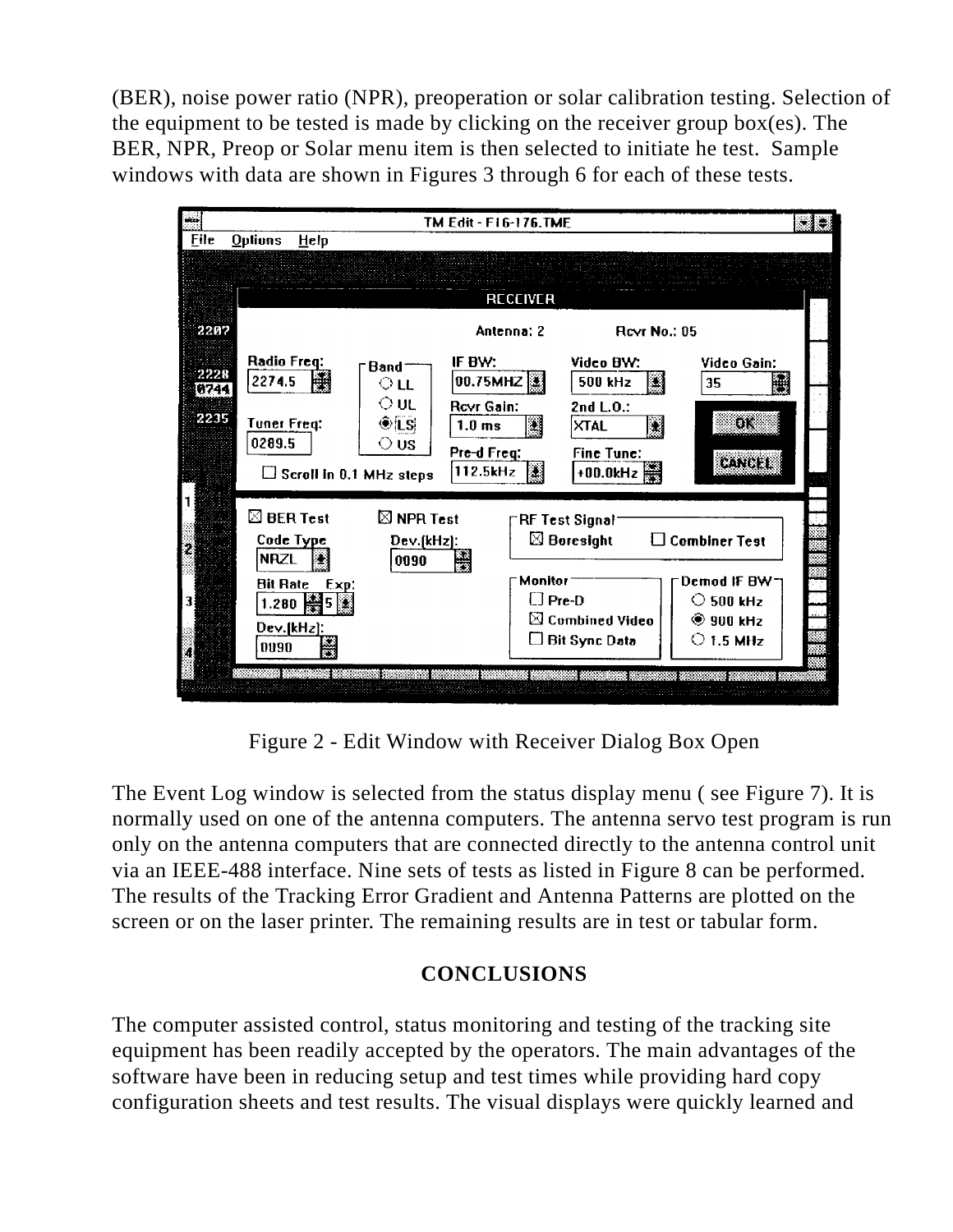(BER), noise power ratio (NPR), preoperation or solar calibration testing. Selection of the equipment to be tested is made by clicking on the receiver group box(es). The BER, NPR, Preop or Solar menu item is then selected to initiate he test. Sample windows with data are shown in Figures 3 through 6 for each of these tests.

Figure 2 - Edit Window with Receiver Dialog Box Open

The Event Log window is selected from the status display menu ( see Figure 7). It is normally used on one of the antenna computers. The antenna servo test program is run only on the antenna computers that are connected directly to the antenna control unit via an IEEE-488 interface. Nine sets of tests as listed in Figure 8 can be performed. The results of the Tracking Error Gradient and Antenna Patterns are plotted on the screen or on the laser printer. The remaining results are in test or tabular form.

## CONCLUSIONS

The computer assisted control, status monitoring and testing of the tracking site equipment has been readily accepted by the operators. The main advantages of the software have been in reducing setup and test times while providing hard copy configuration sheets and test results. The visual displays were quickly learned and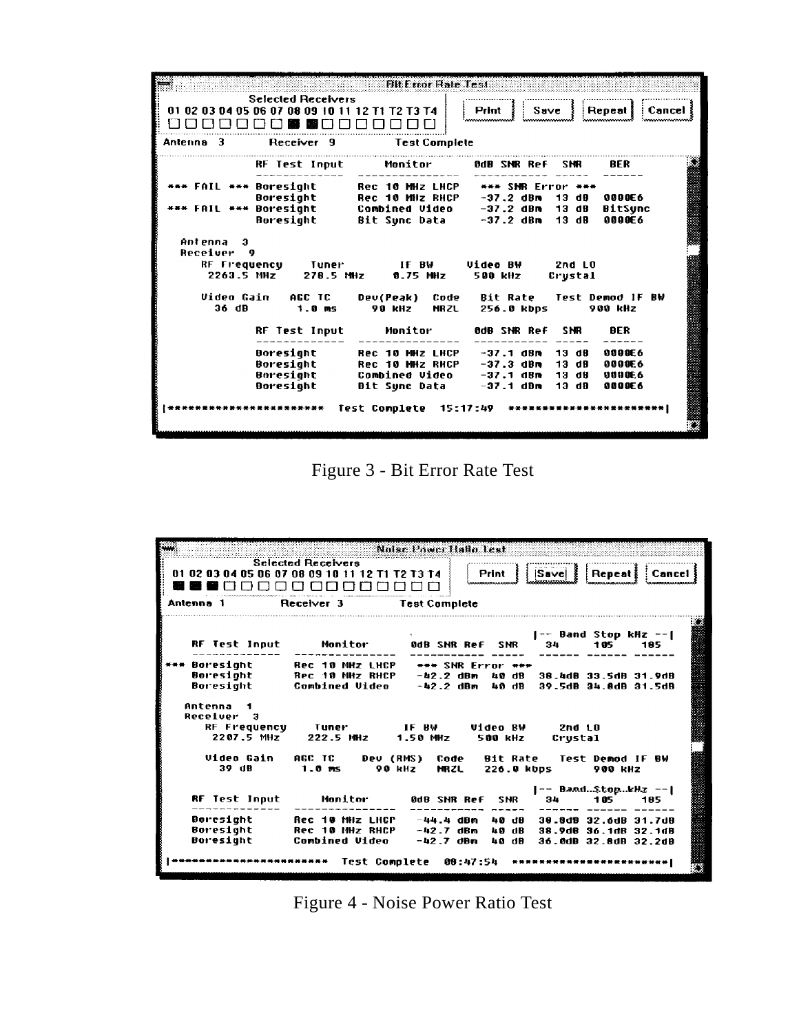```
Bit Error Rate Test

Selected Receivers
01 02 03 04 05 06 07 08 09 10 11 12 T1 T2 T3 T4          Print   Save   Repeat   Cancel

Antenna  3          Receiver  9          Test Complete

              RF Test Input      Monitor          0dB SNR Ref   SNR     BER
              -------------      ---------------  -----------   -----   ------
*** FAIL ***  Boresight          Rec 10 MHz LHCP   *** SNR Error ***
              Boresight          Rec 10 MHz RHCP   -37.2 dBm    13 dB   0000E6
*** FAIL ***  Boresight          Combined Video    -37.2 dBm    13 dB   BitSync
              Boresight          Bit Sync Data     -37.2 dBm    13 dB   0000E6

  Antenna  3
  Receiver  9
    RF Frequency     Tuner        IF BW       Video BW      2nd LO
     2263.5 MHz     270.5 MHz    0.75 MHz     500 kHz      Crystal

    Video Gain    AGC TC     Dev(Peak)  Code    Bit Rate    Test Demod IF BW
      36 dB        1.0 ms      90 kHz    NRZL   256.0 kbps       900 kHz

              RF Test Input      Monitor          0dB SNR Ref   SNR     BER
              -------------      ---------------  -----------   -----   ------
              Boresight          Rec 10 MHz LHCP   -37.1 dBm    13 dB   0000E6
              Boresight          Rec 10 MHz RHCP   -37.3 dBm    13 dB   0000E6
              Boresight          Combined Video    -37.1 dBm    13 dB   0000E6
              Boresight          Bit Sync Data     -37.1 dBm    13 dB   0000E6

|**********************  Test Complete  15:17:49  **********************|
```

Figure 3 - Bit Error Rate Test

```
Noise Power Ratio Test

Selected Receivers
01 02 03 04 05 06 07 08 09 10 11 12 T1 T2 T3 T4          Print   Save   Repeat   Cancel

Antenna  1          Receiver  3          Test Complete

                                                              |-- Band Stop kHz --|
    RF Test Input      Monitor          0dB SNR Ref   SNR       34      105     185
    -------------      ---------------  -----------   -----   ------  ------  ------
*** Boresight          Rec 10 MHz LHCP   *** SNR Error ***
    Boresight          Rec 10 MHz RHCP   -42.2 dBm    40 dB   38.4dB  33.5dB  31.9dB
    Boresight          Combined Video    -42.2 dBm    40 dB   39.5dB  34.8dB  31.5dB

  Antenna  1
  Receiver  3
    RF Frequency     Tuner        IF BW       Video BW      2nd LO
     2207.5 MHz     222.5 MHz    1.50 MHz     500 kHz      Crystal

    Video Gain    AGC TC     Dev (RMS)  Code    Bit Rate    Test Demod IF BW
      39 dB        1.0 ms      90 kHz    NRZL   226.0 kbps       900 kHz

                                                              |-- Band Stop kHz --|
    RF Test Input      Monitor          0dB SNR Ref   SNR       34      105     185
    -------------      ---------------  -----------   -----   ------  ------  ------
    Boresight          Rec 10 MHz LHCP   -44.4 dBm    40 dB   30.8dB  32.6dB  31.7dB
    Boresight          Rec 10 MHz RHCP   -42.7 dBm    40 dB   38.9dB  36.1dB  32.1dB
    Boresight          Combined Video    -42.7 dBm    40 dB   36.0dB  32.8dB  32.2dB

|**********************  Test Complete  08:47:54  **********************|
```

Figure 4 - Noise Power Ratio Test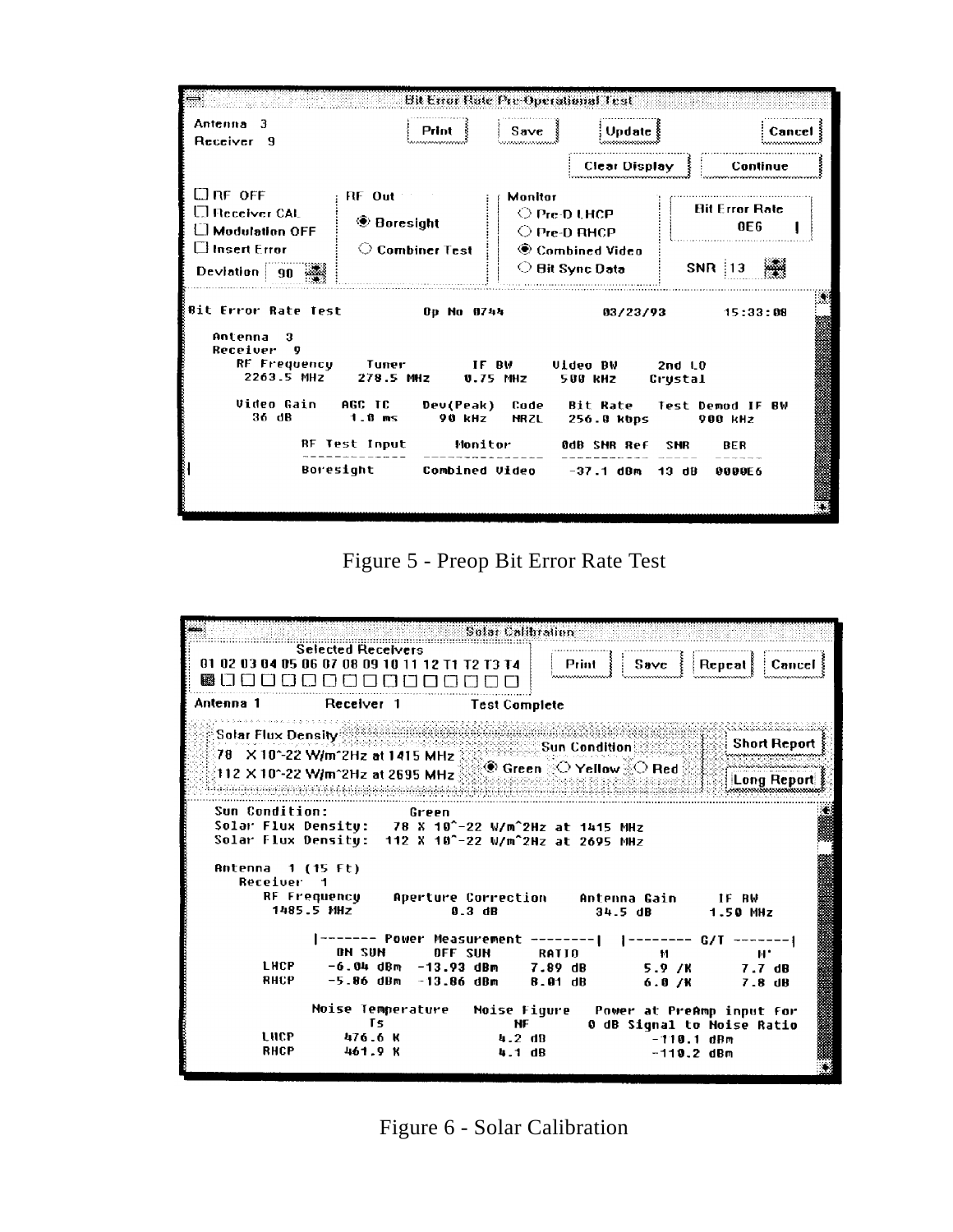```
Bit Error Rate Pre-Operational Test

Antenna  3                     Print     Save     Update                 Cancel
Receiver  9
                                                  Clear Display          Continue

[ ] RF OFF              RF Out               Monitor
[ ] Receiver CAL                              ( ) Pre-D LHCP            Bit Error Rate
[ ] Modulation OFF      (*) Boresight         ( ) Pre-D RHCP                 0E6
[ ] Insert Error        ( ) Combiner Test     (*) Combined Video
Deviation  90                                 ( ) Bit Sync Data         SNR  13

Bit Error Rate Test          Op No 0744          03/23/93          15:33:08

   Antenna   3
   Receiver  9
      RF Frequency     Tuner         IF BW       Video BW      2nd LO
       2263.5 MHz    270.5 MHz     0.75 MHz      500 kHz      Crystal

      Video Gain     AGC TC     Dev(Peak)   Code    Bit Rate     Test Demod IF BW
        36 dB        1.0 ms      90 kHz     NRZL    256.0 kbps       900 kHz

              RF Test Input       Monitor         0dB SNR Ref    SNR     BER
              -------------   ---------------    -----------   -----   ------
              Boresight       Combined Video     -37.1 dBm     13 dB   0000E6
```

Figure 5 - Preop Bit Error Rate Test

```
Solar Calibration

           Selected Receivers
01 02 03 04 05 06 07 08 09 10 11 12 T1 T2 T3 T4      Print    Save    Repeat    Cancel
[x] [ ] [ ] [ ] [ ] [ ] [ ] [ ] [ ] [ ] [ ] [ ] [ ] [ ] [ ] [ ]

Antenna 1          Receiver 1          Test Complete

Solar Flux Density                                                      Short Report
78  X 10^-22 W/m^2Hz at 1415 MHz          Sun Condition
112 X 10^-22 W/m^2Hz at 2695 MHz     (*) Green  ( ) Yellow  ( ) Red     Long Report

Sun Condition:            Green
Solar Flux Density:    78 X 10^-22 W/m^2Hz at 1415 MHz
Solar Flux Density:   112 X 10^-22 W/m^2Hz at 2695 MHz

Antenna   1 (15 Ft)
   Receiver  1
      RF Frequency     Aperture Correction     Antenna Gain       IF BW
       1485.5 MHz             0.3 dB              34.5 dB        1.50 MHz

            |------- Power Measurement --------|   |-------- G/T -------|
               ON SUN       OFF SUN      RATIO            M             M'
     LHCP    -6.04 dBm   -13.93 dBm    7.89 dB         5.9 /K        7.7 dB
     RHCP    -5.86 dBm   -13.86 dBm    8.01 dB         6.0 /K        7.8 dB

            Noise Temperature    Noise Figure    Power at PreAmp input for
                   Ts                 NF         0 dB Signal to Noise Ratio
     LHCP       476.6 K            4.2 dB               -110.1 dBm
     RHCP       461.9 K            4.1 dB               -110.2 dBm
```

Figure 6 - Solar Calibration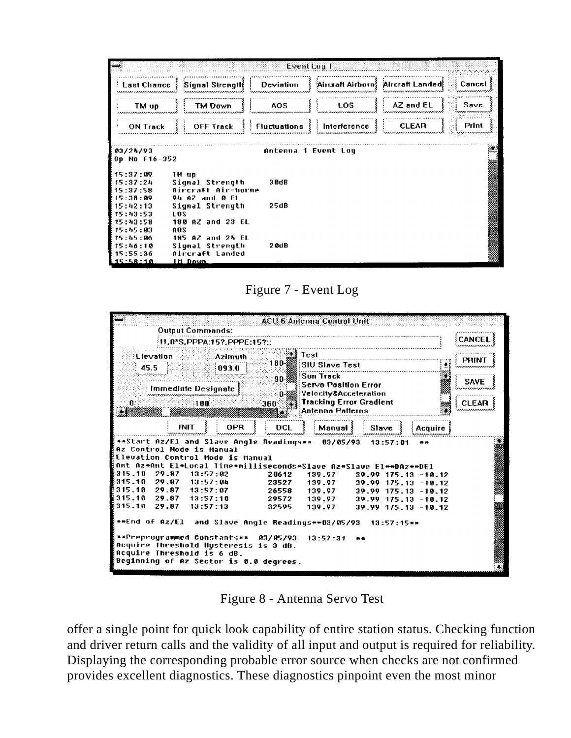Figure 7 - Event Log

Figure 8 - Antenna Servo Test

offer a single point for quick look capability of entire station status. Checking function and driver return calls and the validity of all input and output is required for reliability. Displaying the corresponding probable error source when checks are not confirmed provides excellent diagnostics. These diagnostics pinpoint even the most minor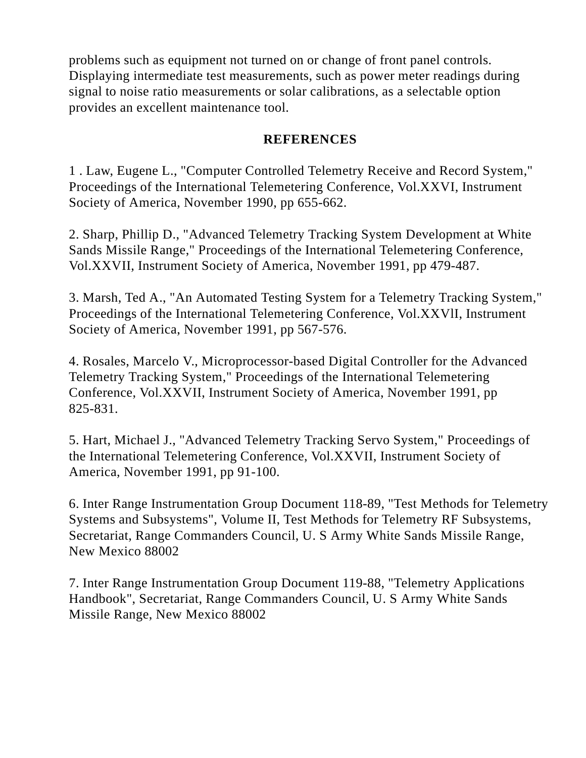problems such as equipment not turned on or change of front panel controls. Displaying intermediate test measurements, such as power meter readings during signal to noise ratio measurements or solar calibrations, as a selectable option provides an excellent maintenance tool.

## REFERENCES

1 . Law, Eugene L., "Computer Controlled Telemetry Receive and Record System," Proceedings of the International Telemetering Conference, Vol.XXVI, Instrument Society of America, November 1990, pp 655-662.

2. Sharp, Phillip D., "Advanced Telemetry Tracking System Development at White Sands Missile Range," Proceedings of the International Telemetering Conference, Vol.XXVII, Instrument Society of America, November 1991, pp 479-487.

3. Marsh, Ted A., "An Automated Testing System for a Telemetry Tracking System," Proceedings of the International Telemetering Conference, Vol.XXVlI, Instrument Society of America, November 1991, pp 567-576.

4. Rosales, Marcelo V., Microprocessor-based Digital Controller for the Advanced Telemetry Tracking System," Proceedings of the International Telemetering Conference, Vol.XXVII, Instrument Society of America, November 1991, pp 825-831.

5. Hart, Michael J., "Advanced Telemetry Tracking Servo System," Proceedings of the International Telemetering Conference, Vol.XXVII, Instrument Society of America, November 1991, pp 91-100.

6. Inter Range Instrumentation Group Document 118-89, "Test Methods for Telemetry Systems and Subsystems", Volume II, Test Methods for Telemetry RF Subsystems, Secretariat, Range Commanders Council, U. S Army White Sands Missile Range, New Mexico 88002

7. Inter Range Instrumentation Group Document 119-88, "Telemetry Applications Handbook", Secretariat, Range Commanders Council, U. S Army White Sands Missile Range, New Mexico 88002